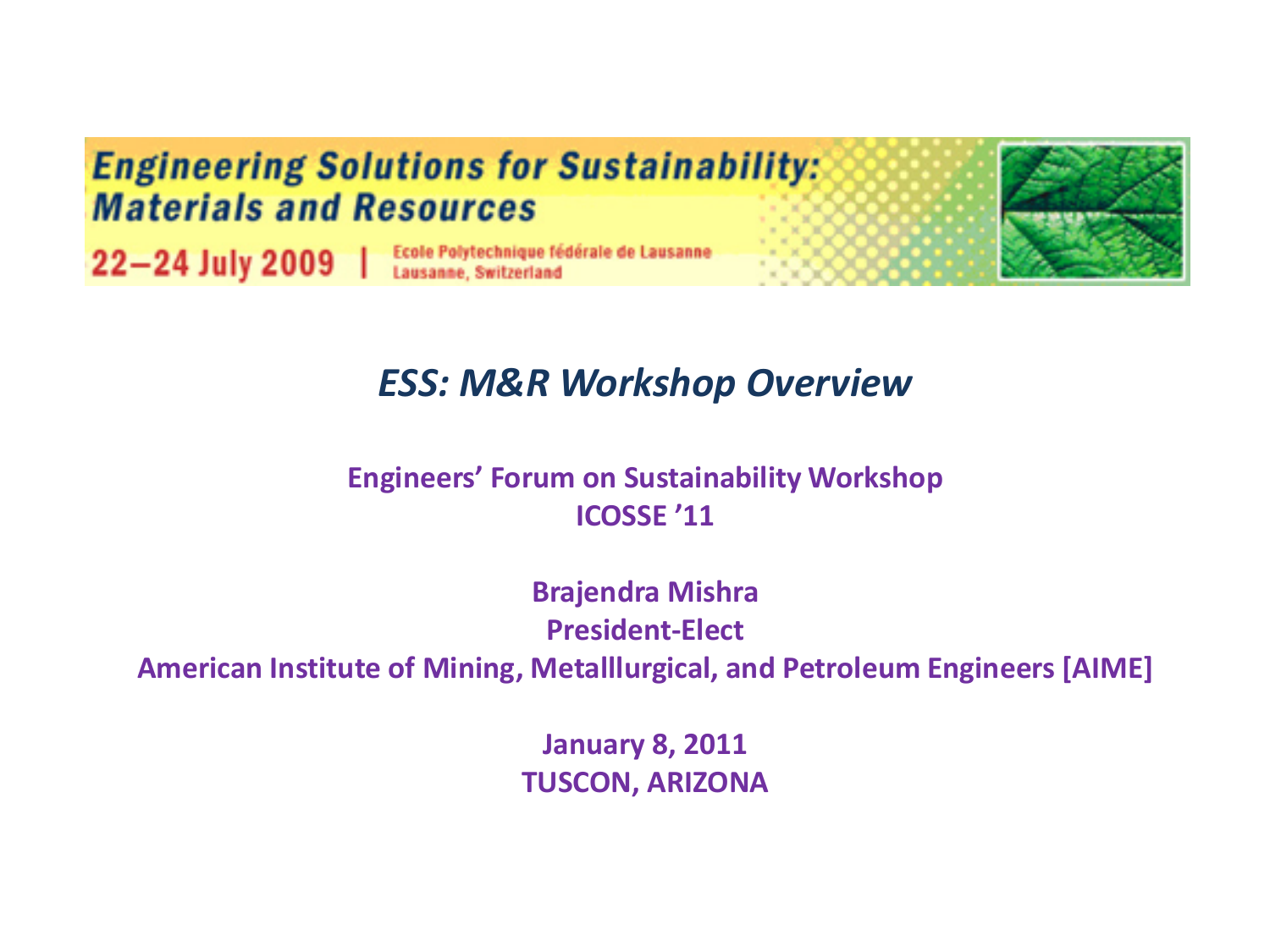**Engineering Solutions for Sustainability: Materials and Resources**

**22–24 July 2009** | Ecole Polytechnique fédérale de Lausanne
Lausanne, Switzerland

# *ESS: M&R Workshop Overview*

**Engineers' Forum on Sustainability Workshop**
**ICOSSE '11**

**Brajendra Mishra**
**President-Elect**
**American Institute of Mining, Metalllurgical, and Petroleum Engineers [AIME]**

**January 8, 2011**
**TUSCON, ARIZONA**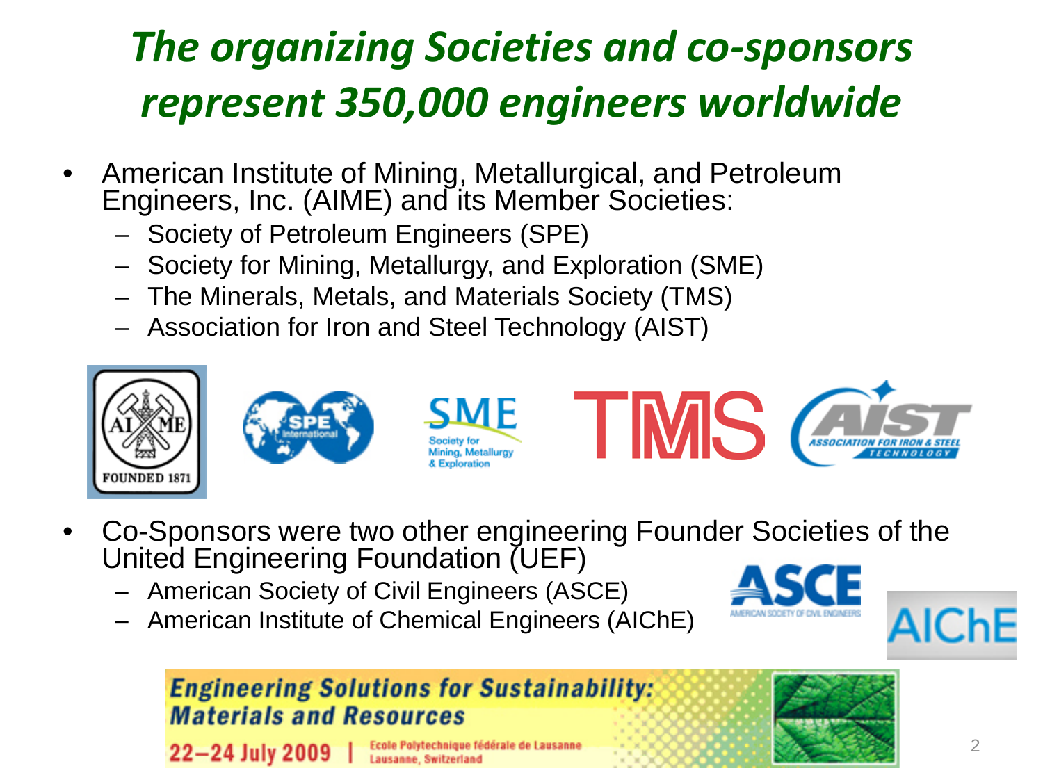# *The organizing Societies and co-sponsors represent 350,000 engineers worldwide*

- American Institute of Mining, Metallurgical, and Petroleum Engineers, Inc. (AIME) and its Member Societies:
  - Society of Petroleum Engineers (SPE)
  - Society for Mining, Metallurgy, and Exploration (SME)
  - The Minerals, Metals, and Materials Society (TMS)
  - Association for Iron and Steel Technology (AIST)
- Co-Sponsors were two other engineering Founder Societies of the United Engineering Foundation (UEF)
  - American Society of Civil Engineers (ASCE)
  - American Institute of Chemical Engineers (AIChE)

**Engineering Solutions for Sustainability: Materials and Resources**

**22–24 July 2009** | Ecole Polytechnique fédérale de Lausanne, Lausanne, Switzerland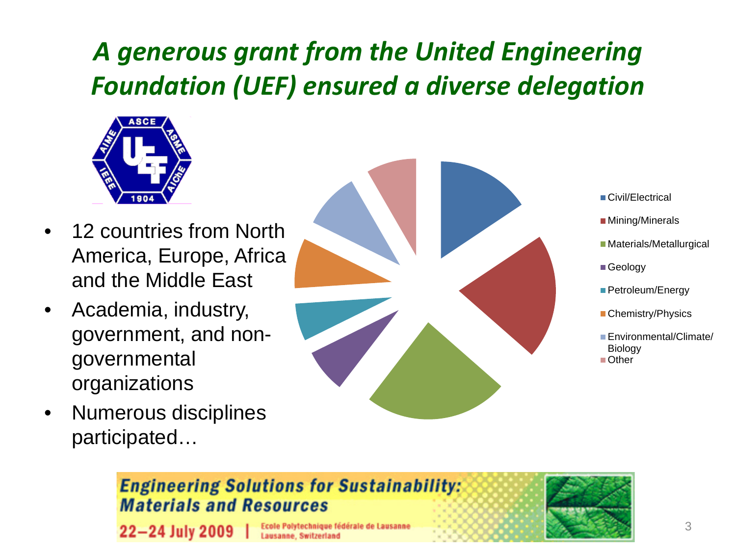# *A generous grant from the United Engineering Foundation (UEF) ensured a diverse delegation*

- 12 countries from North America, Europe, Africa and the Middle East
- Academia, industry, government, and non-governmental organizations
- Numerous disciplines participated…

- Civil/Electrical
- Mining/Minerals
- Materials/Metallurgical
- Geology
- Petroleum/Energy
- Chemistry/Physics
- Environmental/Climate/Biology
- Other

**Engineering Solutions for Sustainability: Materials and Resources**

22–24 July 2009 | Ecole Polytechnique fédérale de Lausanne, Lausanne, Switzerland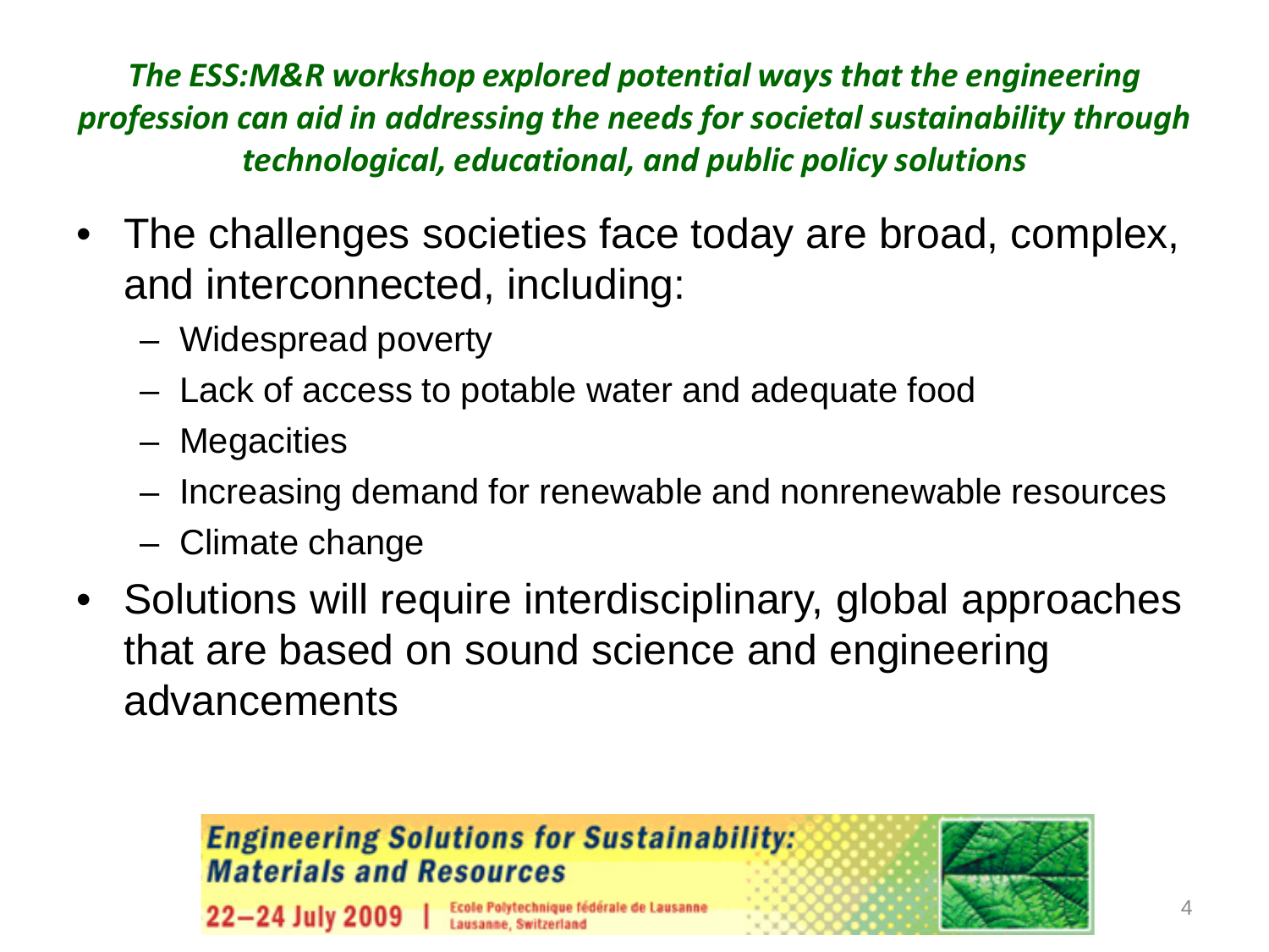***The ESS:M&R workshop explored potential ways that the engineering profession can aid in addressing the needs for societal sustainability through technological, educational, and public policy solutions***

- The challenges societies face today are broad, complex, and interconnected, including:
  - Widespread poverty
  - Lack of access to potable water and adequate food
  - Megacities
  - Increasing demand for renewable and nonrenewable resources
  - Climate change
- Solutions will require interdisciplinary, global approaches that are based on sound science and engineering advancements

**Engineering Solutions for Sustainability: Materials and Resources**

**22–24 July 2009** | Ecole Polytechnique fédérale de Lausanne
Lausanne, Switzerland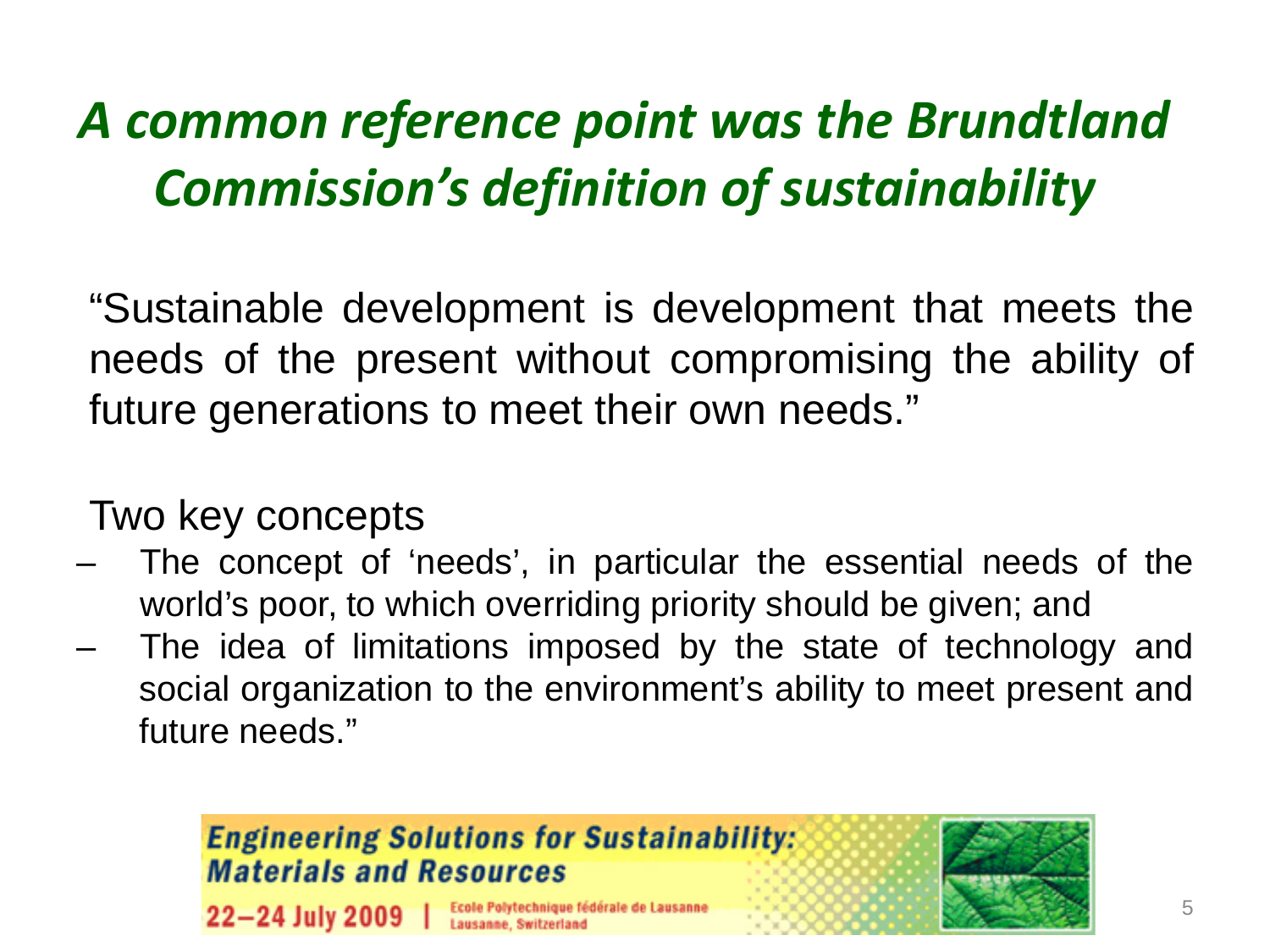# *A common reference point was the Brundtland Commission's definition of sustainability*

"Sustainable development is development that meets the needs of the present without compromising the ability of future generations to meet their own needs."

Two key concepts

- The concept of 'needs', in particular the essential needs of the world's poor, to which overriding priority should be given; and
- The idea of limitations imposed by the state of technology and social organization to the environment's ability to meet present and future needs."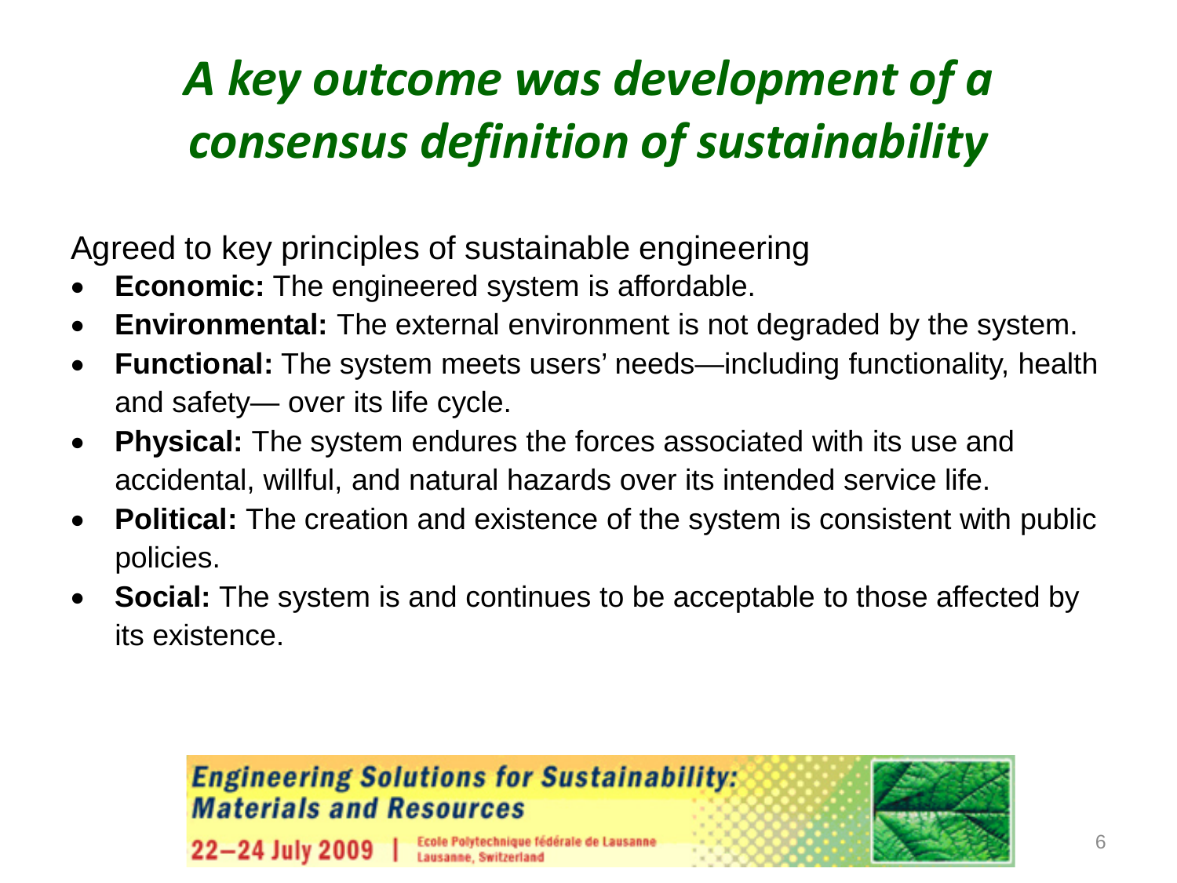# *A key outcome was development of a consensus definition of sustainability*

Agreed to key principles of sustainable engineering

- **Economic:** The engineered system is affordable.
- **Environmental:** The external environment is not degraded by the system.
- **Functional:** The system meets users' needs—including functionality, health and safety— over its life cycle.
- **Physical:** The system endures the forces associated with its use and accidental, willful, and natural hazards over its intended service life.
- **Political:** The creation and existence of the system is consistent with public policies.
- **Social:** The system is and continues to be acceptable to those affected by its existence.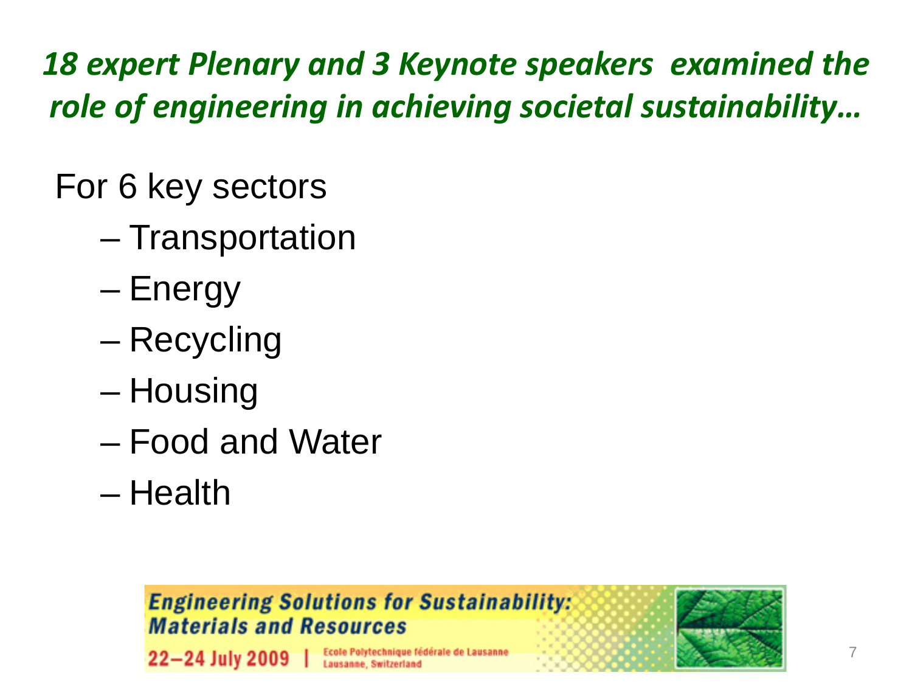***18 expert Plenary and 3 Keynote speakers examined the role of engineering in achieving societal sustainability…***

For 6 key sectors

- Transportation
- Energy
- Recycling
- Housing
- Food and Water
- Health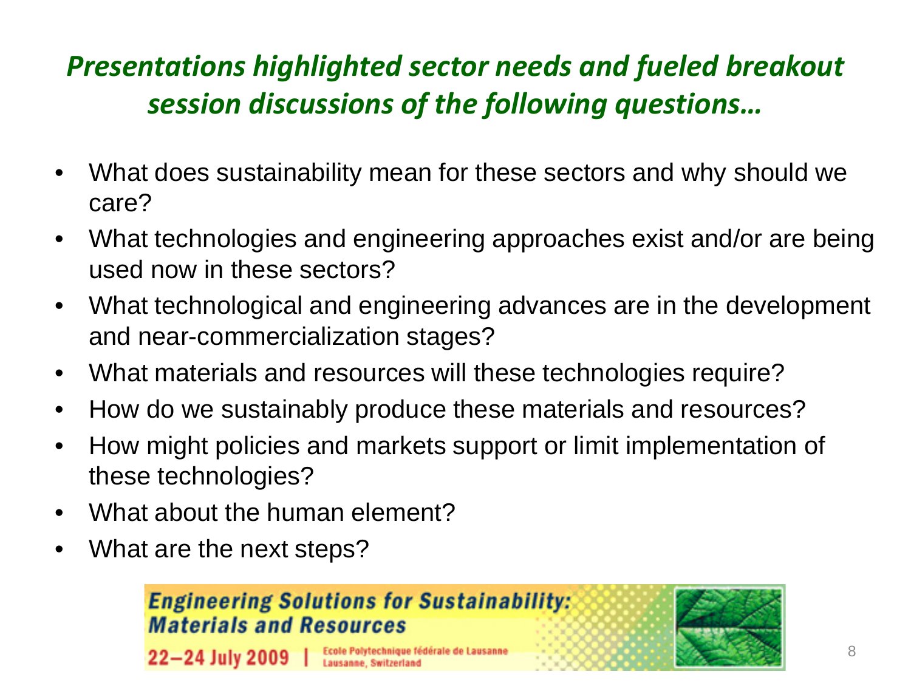## *Presentations highlighted sector needs and fueled breakout session discussions of the following questions…*

- What does sustainability mean for these sectors and why should we care?
- What technologies and engineering approaches exist and/or are being used now in these sectors?
- What technological and engineering advances are in the development and near-commercialization stages?
- What materials and resources will these technologies require?
- How do we sustainably produce these materials and resources?
- How might policies and markets support or limit implementation of these technologies?
- What about the human element?
- What are the next steps?

**Engineering Solutions for Sustainability: Materials and Resources**

22–24 July 2009 | Ecole Polytechnique fédérale de Lausanne, Lausanne, Switzerland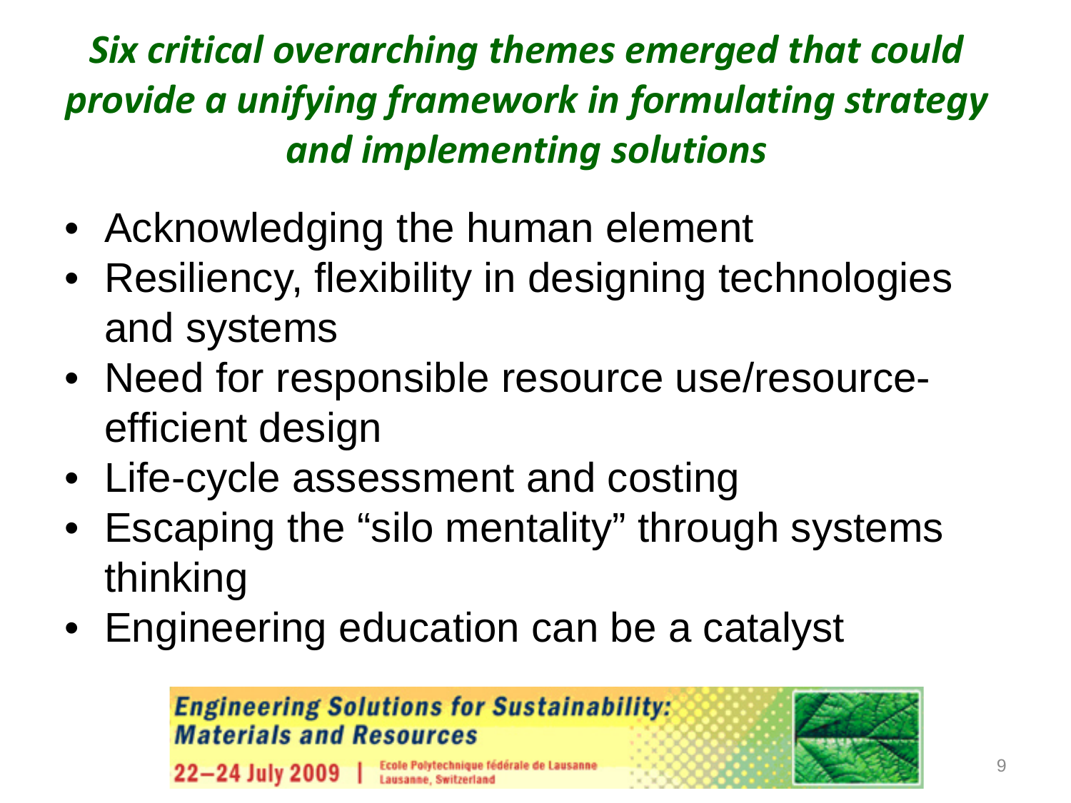## *Six critical overarching themes emerged that could provide a unifying framework in formulating strategy and implementing solutions*

- Acknowledging the human element
- Resiliency, flexibility in designing technologies and systems
- Need for responsible resource use/resource-efficient design
- Life-cycle assessment and costing
- Escaping the "silo mentality" through systems thinking
- Engineering education can be a catalyst

**Engineering Solutions for Sustainability: Materials and Resources**

**22–24 July 2009** | Ecole Polytechnique fédérale de Lausanne, Lausanne, Switzerland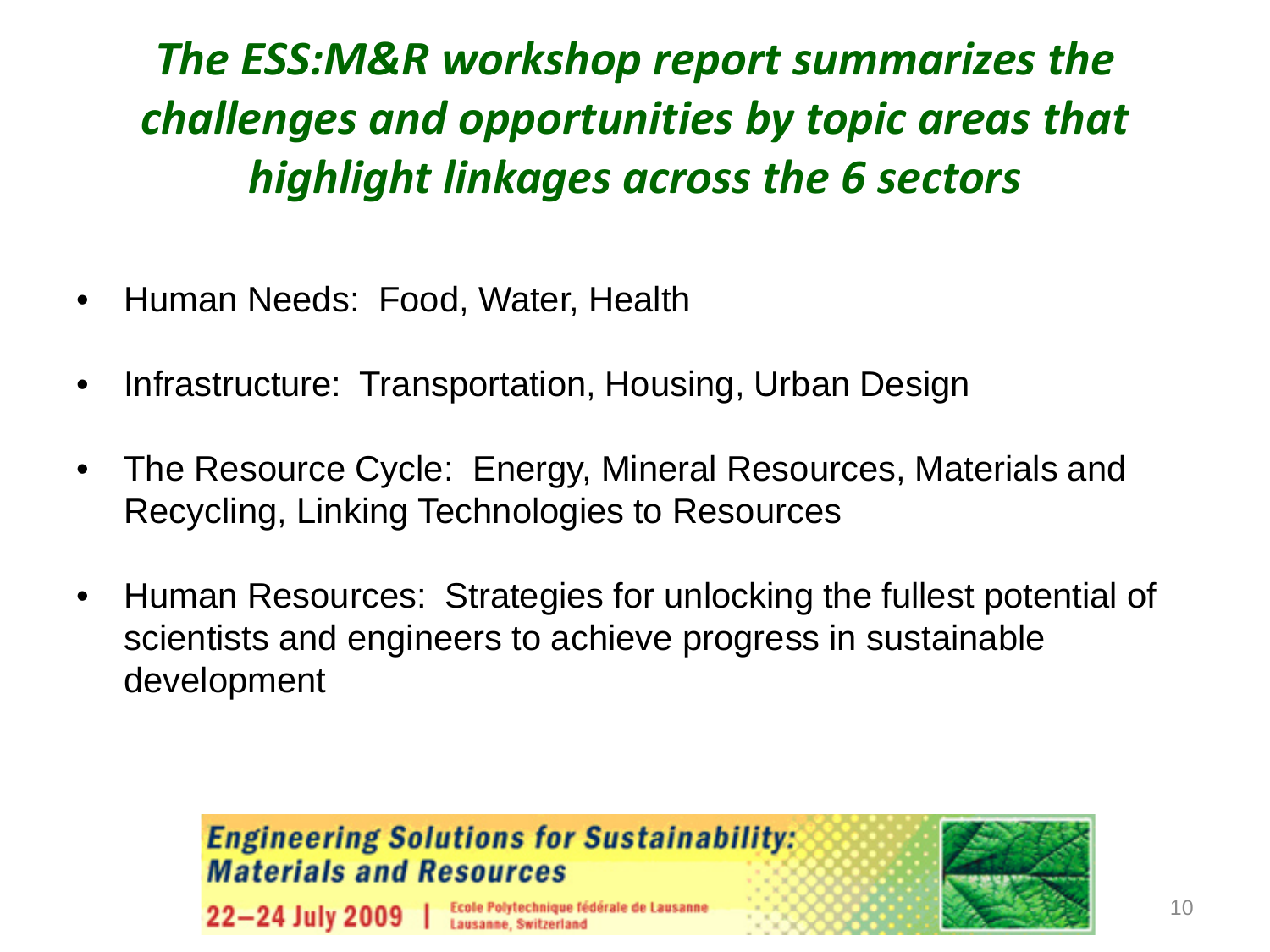# *The ESS:M&R workshop report summarizes the challenges and opportunities by topic areas that highlight linkages across the 6 sectors*

- Human Needs: Food, Water, Health
- Infrastructure: Transportation, Housing, Urban Design
- The Resource Cycle: Energy, Mineral Resources, Materials and Recycling, Linking Technologies to Resources
- Human Resources: Strategies for unlocking the fullest potential of scientists and engineers to achieve progress in sustainable development

**Engineering Solutions for Sustainability: Materials and Resources**

**22–24 July 2009** | Ecole Polytechnique fédérale de Lausanne, Lausanne, Switzerland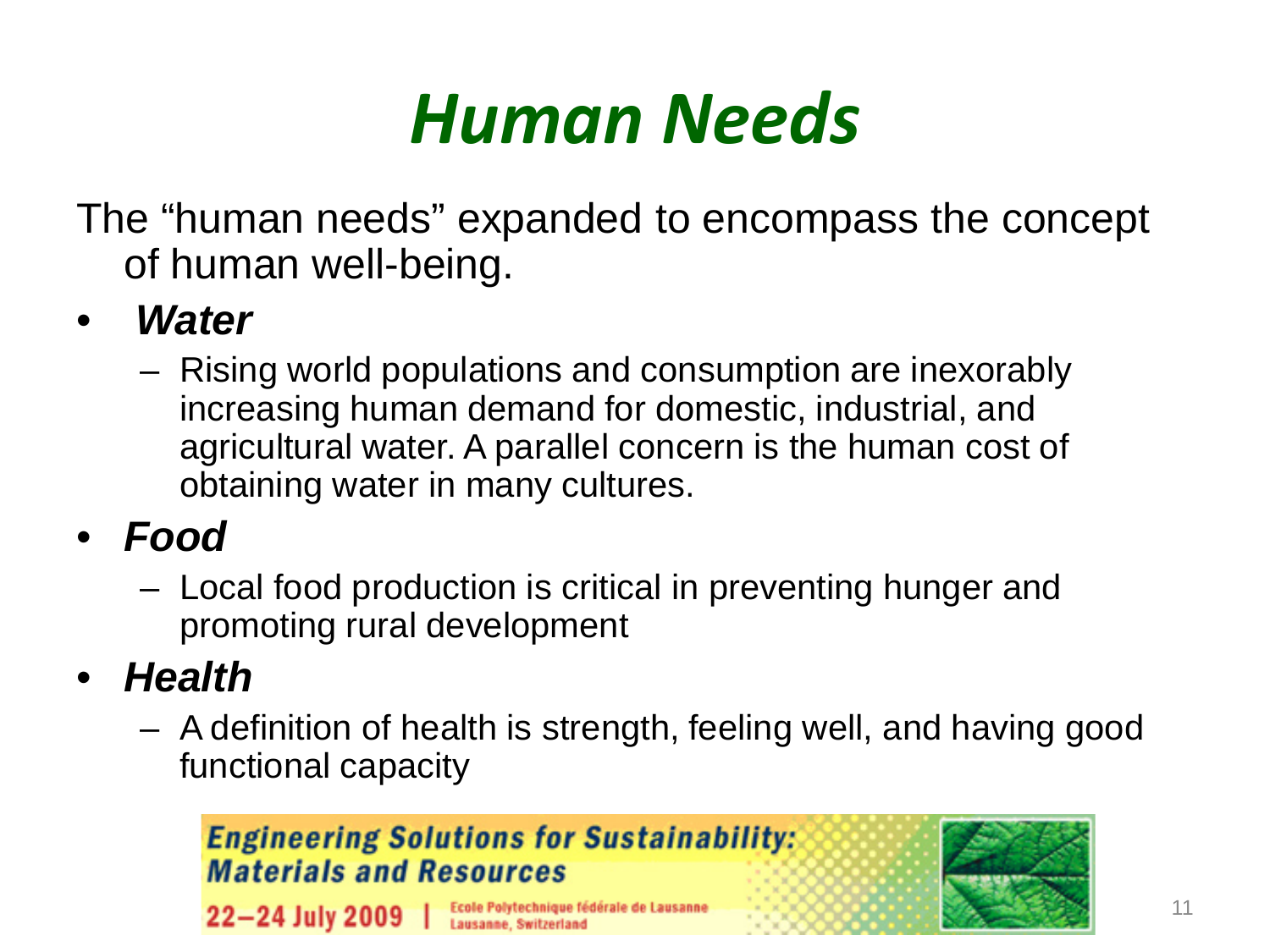# *Human Needs*

The "human needs" expanded to encompass the concept of human well-being.

- ***Water***
  - Rising world populations and consumption are inexorably increasing human demand for domestic, industrial, and agricultural water. A parallel concern is the human cost of obtaining water in many cultures.
- ***Food***
  - Local food production is critical in preventing hunger and promoting rural development
- ***Health***
  - A definition of health is strength, feeling well, and having good functional capacity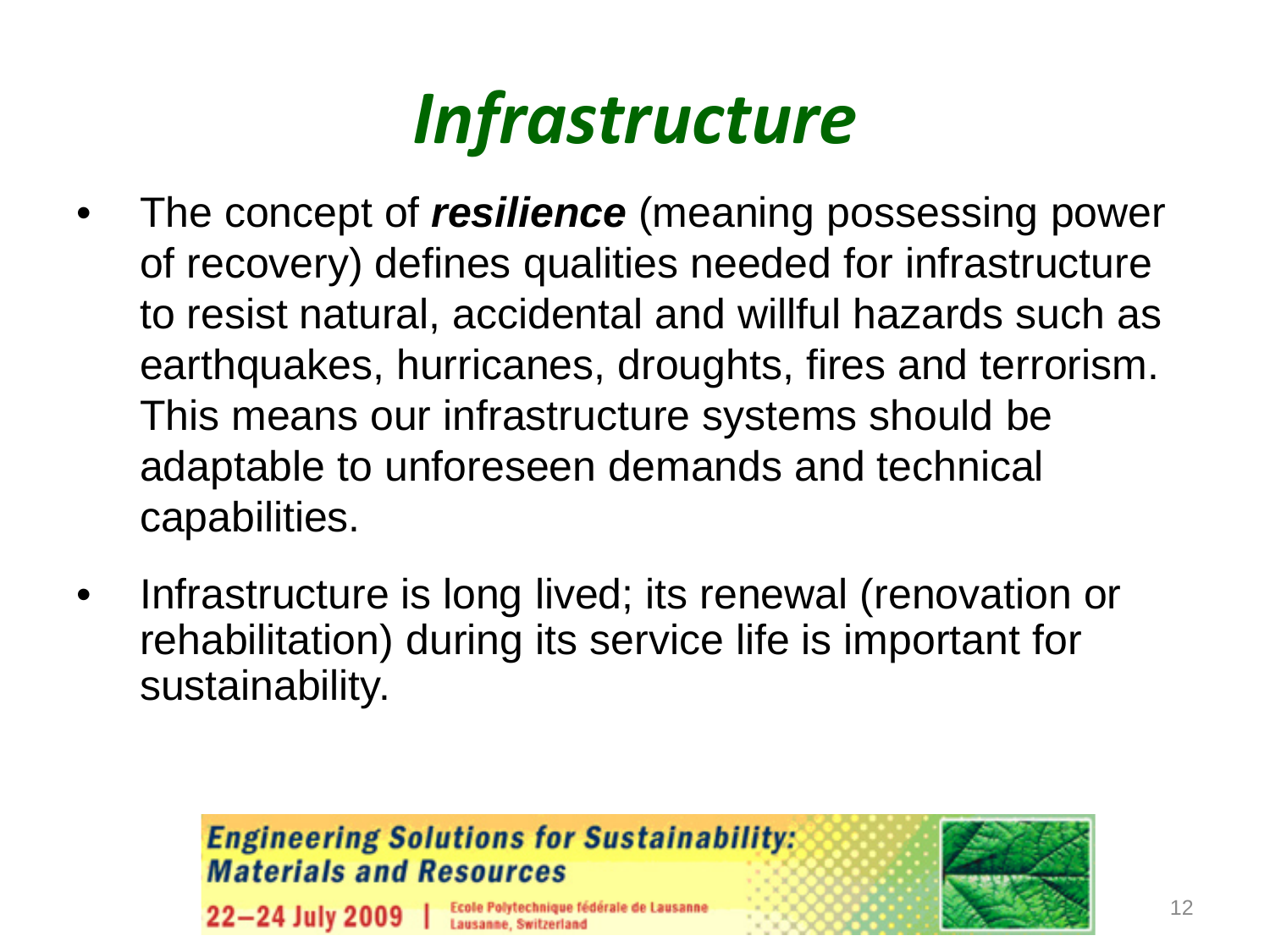# *Infrastructure*

- The concept of ***resilience*** (meaning possessing power of recovery) defines qualities needed for infrastructure to resist natural, accidental and willful hazards such as earthquakes, hurricanes, droughts, fires and terrorism. This means our infrastructure systems should be adaptable to unforeseen demands and technical capabilities.
- Infrastructure is long lived; its renewal (renovation or rehabilitation) during its service life is important for sustainability.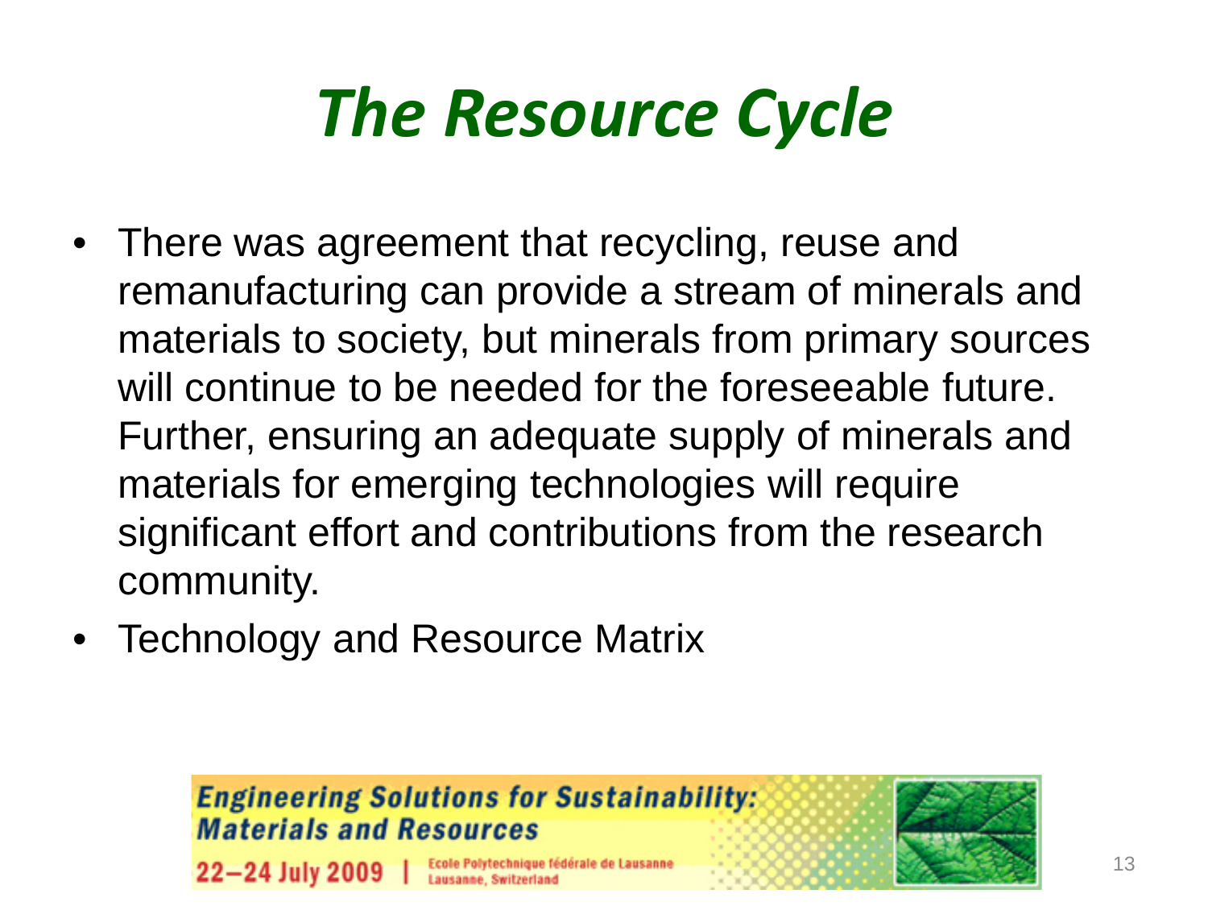# *The Resource Cycle*

- There was agreement that recycling, reuse and remanufacturing can provide a stream of minerals and materials to society, but minerals from primary sources will continue to be needed for the foreseeable future. Further, ensuring an adequate supply of minerals and materials for emerging technologies will require significant effort and contributions from the research community.
- Technology and Resource Matrix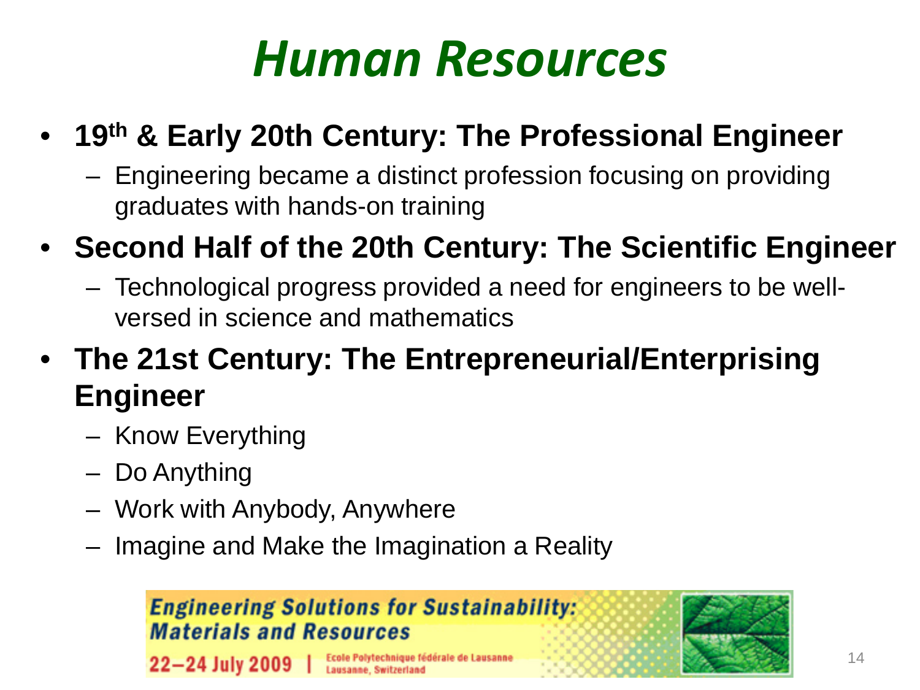# *Human Resources*

- **19th & Early 20th Century: The Professional Engineer**
  - Engineering became a distinct profession focusing on providing graduates with hands-on training
- **Second Half of the 20th Century: The Scientific Engineer**
  - Technological progress provided a need for engineers to be well-versed in science and mathematics
- **The 21st Century: The Entrepreneurial/Enterprising Engineer**
  - Know Everything
  - Do Anything
  - Work with Anybody, Anywhere
  - Imagine and Make the Imagination a Reality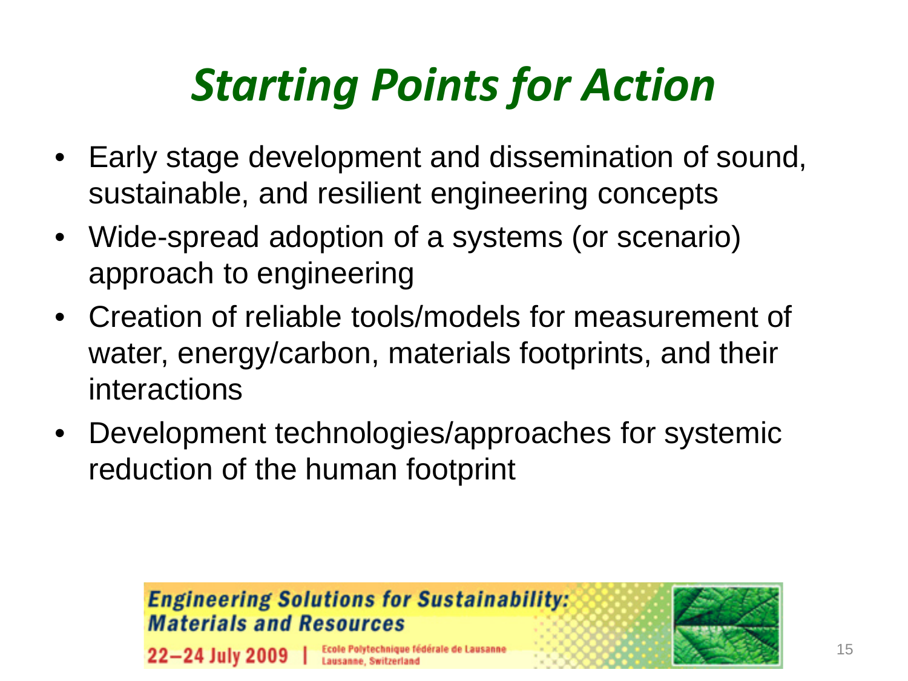# *Starting Points for Action*

- Early stage development and dissemination of sound, sustainable, and resilient engineering concepts
- Wide-spread adoption of a systems (or scenario) approach to engineering
- Creation of reliable tools/models for measurement of water, energy/carbon, materials footprints, and their interactions
- Development technologies/approaches for systemic reduction of the human footprint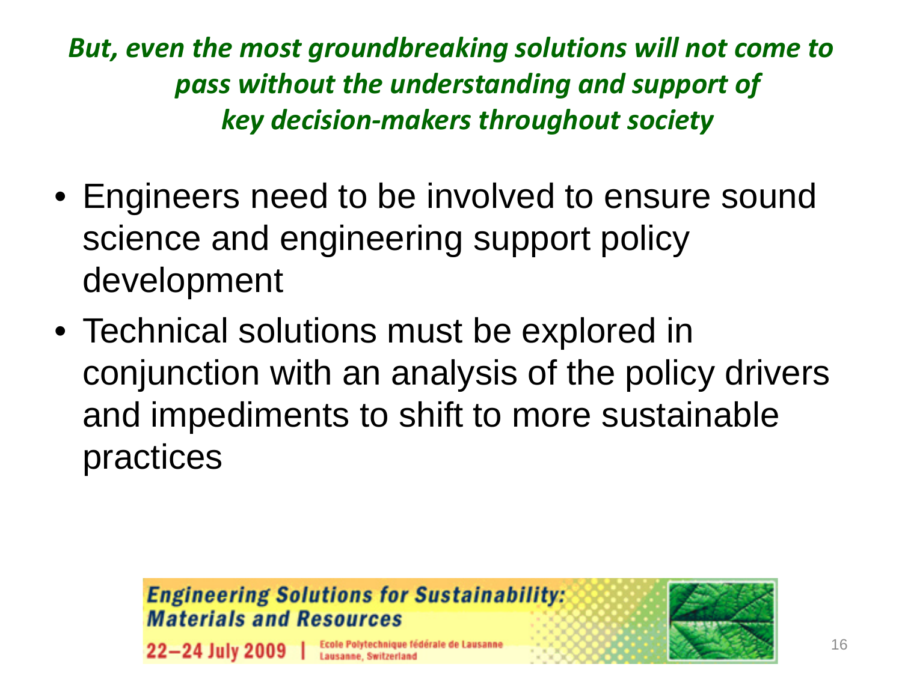***But, even the most groundbreaking solutions will not come to pass without the understanding and support of key decision-makers throughout society***

- Engineers need to be involved to ensure sound science and engineering support policy development
- Technical solutions must be explored in conjunction with an analysis of the policy drivers and impediments to shift to more sustainable practices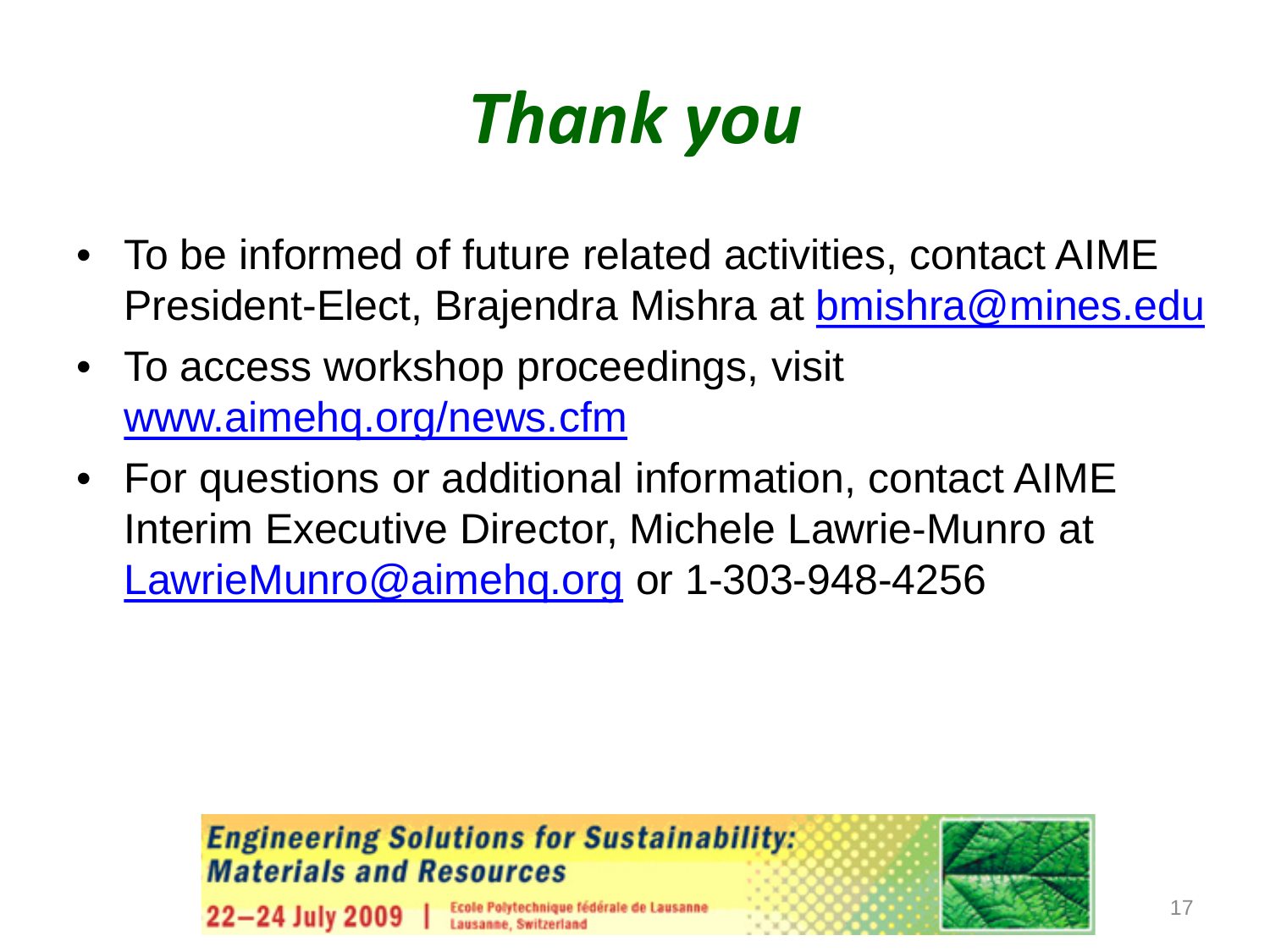# *Thank you*

- To be informed of future related activities, contact AIME President-Elect, Brajendra Mishra at bmishra@mines.edu
- To access workshop proceedings, visit www.aimehq.org/news.cfm
- For questions or additional information, contact AIME Interim Executive Director, Michele Lawrie-Munro at LawrieMunro@aimehq.org or 1-303-948-4256

**Engineering Solutions for Sustainability: Materials and Resources**

**22–24 July 2009** | Ecole Polytechnique fédérale de Lausanne
Lausanne, Switzerland